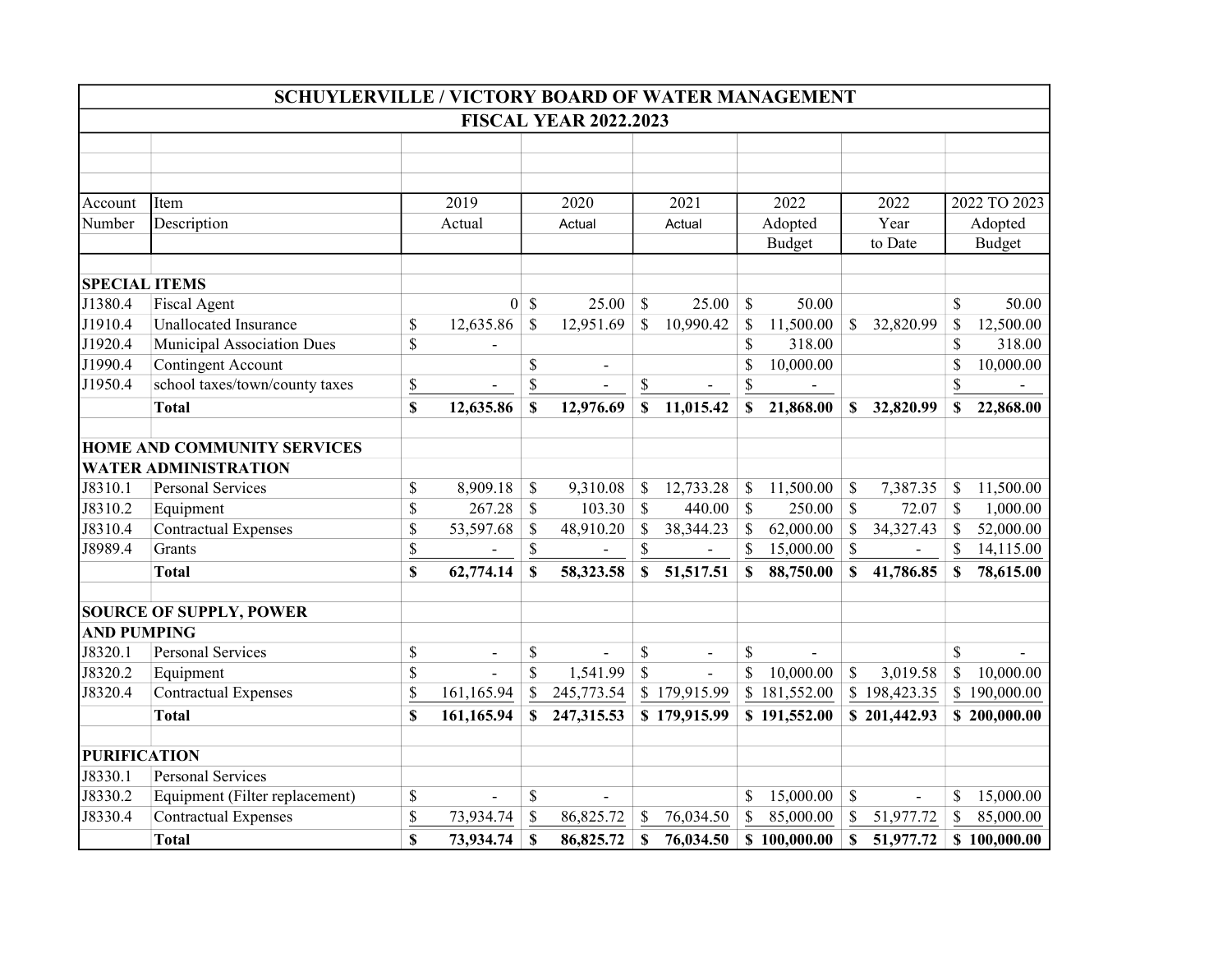# SCHUYLERVILLE / VICTORY BOARD OF WATER MANAGEMENT

## FISCAL YEAR 2022.2023

| Account Number | Item Description | 2019 Actual | 2020 Actual | 2021 Actual | 2022 Adopted Budget | 2022 Year to Date | 2022 TO 2023 Adopted Budget |
|---|---|---|---|---|---|---|---|
| **SPECIAL ITEMS** | | | | | | | |
| J1380.4 | Fiscal Agent | 0 | $ 25.00 | $ 25.00 | $ 50.00 | | $ 50.00 |
| J1910.4 | Unallocated Insurance | $ 12,635.86 | $ 12,951.69 | $ 10,990.42 | $ 11,500.00 | $ 32,820.99 | $ 12,500.00 |
| J1920.4 | Municipal Association Dues | $ - | | | $ 318.00 | | $ 318.00 |
| J1990.4 | Contingent Account | | $ - | | $ 10,000.00 | | $ 10,000.00 |
| J1950.4 | school taxes/town/county taxes | $ - | $ - | $ - | $ - | | $ - |
| | **Total** | **$ 12,635.86** | **$ 12,976.69** | **$ 11,015.42** | **$ 21,868.00** | **$ 32,820.99** | **$ 22,868.00** |
| **HOME AND COMMUNITY SERVICES** | | | | | | | |
| **WATER ADMINISTRATION** | | | | | | | |
| J8310.1 | Personal Services | $ 8,909.18 | $ 9,310.08 | $ 12,733.28 | $ 11,500.00 | $ 7,387.35 | $ 11,500.00 |
| J8310.2 | Equipment | $ 267.28 | $ 103.30 | $ 440.00 | $ 250.00 | $ 72.07 | $ 1,000.00 |
| J8310.4 | Contractual Expenses | $ 53,597.68 | $ 48,910.20 | $ 38,344.23 | $ 62,000.00 | $ 34,327.43 | $ 52,000.00 |
| J8989.4 | Grants | $ - | $ - | $ - | $ 15,000.00 | $ - | $ 14,115.00 |
| | **Total** | **$ 62,774.14** | **$ 58,323.58** | **$ 51,517.51** | **$ 88,750.00** | **$ 41,786.85** | **$ 78,615.00** |
| **SOURCE OF SUPPLY, POWER AND PUMPING** | | | | | | | |
| J8320.1 | Personal Services | $ - | $ - | $ - | $ - | | $ - |
| J8320.2 | Equipment | $ - | $ 1,541.99 | $ - | $ 10,000.00 | $ 3,019.58 | $ 10,000.00 |
| J8320.4 | Contractual Expenses | $ 161,165.94 | $ 245,773.54 | $ 179,915.99 | $ 181,552.00 | $ 198,423.35 | $ 190,000.00 |
| | **Total** | **$ 161,165.94** | **$ 247,315.53** | **$ 179,915.99** | **$ 191,552.00** | **$ 201,442.93** | **$ 200,000.00** |
| **PURIFICATION** | | | | | | | |
| J8330.1 | Personal Services | | | | | | |
| J8330.2 | Equipment (Filter replacement) | $ - | $ - | | $ 15,000.00 | $ - | $ 15,000.00 |
| J8330.4 | Contractual Expenses | $ 73,934.74 | $ 86,825.72 | $ 76,034.50 | $ 85,000.00 | $ 51,977.72 | $ 85,000.00 |
| | **Total** | **$ 73,934.74** | **$ 86,825.72** | **$ 76,034.50** | **$ 100,000.00** | **$ 51,977.72** | **$ 100,000.00** |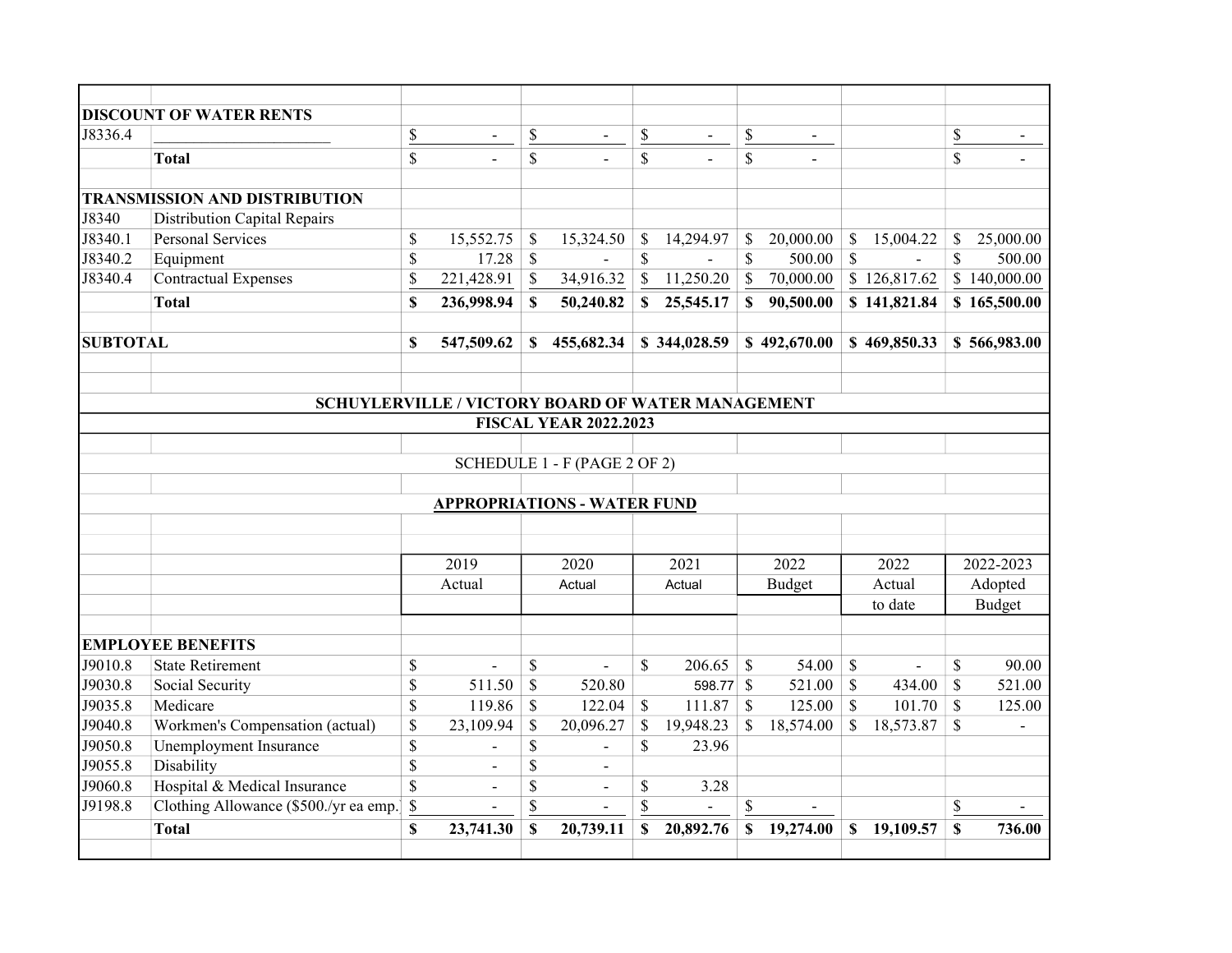| | | | | | | | |
|---|---|---|---|---|---|---|---|
| **DISCOUNT OF WATER RENTS** | | | | | | | |
| J8336.4 | ______________________ | $ - | $ - | $ - | $ - | | $ - |
| | **Total** | $ - | $ - | $ - | $ - | | $ - |
| | | | | | | | |
| **TRANSMISSION AND DISTRIBUTION** | | | | | | | |
| J8340 | Distribution Capital Repairs | | | | | | |
| J8340.1 | Personal Services | $ 15,552.75 | $ 15,324.50 | $ 14,294.97 | $ 20,000.00 | $ 15,004.22 | $ 25,000.00 |
| J8340.2 | Equipment | $ 17.28 | $ - | $ - | $ 500.00 | $ - | $ 500.00 |
| J8340.4 | Contractual Expenses | $ 221,428.91 | $ 34,916.32 | $ 11,250.20 | $ 70,000.00 | $ 126,817.62 | $ 140,000.00 |
| | **Total** | **$ 236,998.94** | **$ 50,240.82** | **$ 25,545.17** | **$ 90,500.00** | **$ 141,821.84** | **$ 165,500.00** |
| | | | | | | | |
| **SUBTOTAL** | | **$ 547,509.62** | **$ 455,682.34** | **$ 344,028.59** | **$ 492,670.00** | **$ 469,850.33** | **$ 566,983.00** |

**SCHUYLERVILLE / VICTORY BOARD OF WATER MANAGEMENT**

**FISCAL YEAR 2022.2023**

SCHEDULE 1 - F (PAGE 2 OF 2)

**APPROPRIATIONS - WATER FUND**

| | | 2019 Actual | 2020 Actual | 2021 Actual | 2022 Budget | 2022 Actual to date | 2022-2023 Adopted Budget |
|---|---|---|---|---|---|---|---|
| **EMPLOYEE BENEFITS** | | | | | | | |
| J9010.8 | State Retirement | $ - | $ - | $ 206.65 | $ 54.00 | $ - | $ 90.00 |
| J9030.8 | Social Security | $ 511.50 | $ 520.80 | 598.77 | $ 521.00 | $ 434.00 | $ 521.00 |
| J9035.8 | Medicare | $ 119.86 | $ 122.04 | $ 111.87 | $ 125.00 | $ 101.70 | $ 125.00 |
| J9040.8 | Workmen's Compensation (actual) | $ 23,109.94 | $ 20,096.27 | $ 19,948.23 | $ 18,574.00 | $ 18,573.87 | $ - |
| J9050.8 | Unemployment Insurance | $ - | $ - | $ 23.96 | | | |
| J9055.8 | Disability | $ - | $ - | | | | |
| J9060.8 | Hospital & Medical Insurance | $ - | $ - | $ 3.28 | | | |
| J9198.8 | Clothing Allowance ($500./yr ea emp.) | $ - | $ - | $ - | $ - | | $ - |
| | **Total** | **$ 23,741.30** | **$ 20,739.11** | **$ 20,892.76** | **$ 19,274.00** | **$ 19,109.57** | **$ 736.00** |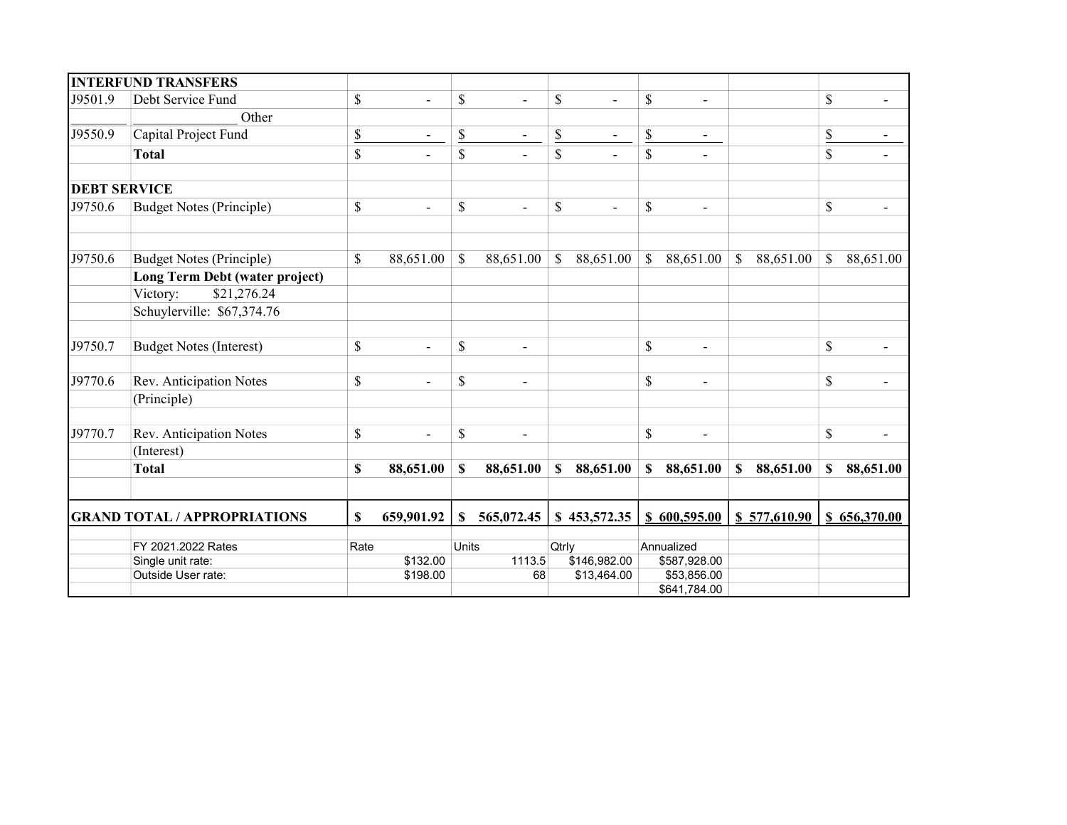| | | | | | | | |
|---|---|---|---|---|---|---|---|
| **INTERFUND TRANSFERS** | | | | | | | |
| J9501.9 | Debt Service Fund | $ - | $ - | $ - | $ - | | $ - |
| ________ | ______________ Other | | | | | | |
| J9550.9 | Capital Project Fund | $ - | $ - | $ - | $ - | | $ - |
| | **Total** | $ - | $ - | $ - | $ - | | $ - |
| | | | | | | | |
| **DEBT SERVICE** | | | | | | | |
| J9750.6 | Budget Notes (Principle) | $ - | $ - | $ - | $ - | | $ - |
| | | | | | | | |
| J9750.6 | Budget Notes (Principle) | $ 88,651.00 | $ 88,651.00 | $ 88,651.00 | $ 88,651.00 | $ 88,651.00 | $ 88,651.00 |
| | **Long Term Debt (water project)** | | | | | | |
| | Victory: $21,276.24 | | | | | | |
| | Schuylerville: $67,374.76 | | | | | | |
| | | | | | | | |
| J9750.7 | Budget Notes (Interest) | $ - | $ - | | $ - | | $ - |
| | | | | | | | |
| J9770.6 | Rev. Anticipation Notes | $ - | $ - | | $ - | | $ - |
| | (Principle) | | | | | | |
| | | | | | | | |
| J9770.7 | Rev. Anticipation Notes | $ - | $ - | | $ - | | $ - |
| | (Interest) | | | | | | |
| | **Total** | **$ 88,651.00** | **$ 88,651.00** | **$ 88,651.00** | **$ 88,651.00** | **$ 88,651.00** | **$ 88,651.00** |
| | | | | | | | |
| **GRAND TOTAL / APPROPRIATIONS** | | **$ 659,901.92** | **$ 565,072.45** | **$ 453,572.35** | **$ 600,595.00** | **$ 577,610.90** | **$ 656,370.00** |
| | | | | | | | |
| | FY 2021.2022 Rates | Rate | Units | Qtrly | Annualized | | |
| | Single unit rate: | $132.00 | 1113.5 | $146,982.00 | $587,928.00 | | |
| | Outside User rate: | $198.00 | 68 | $13,464.00 | $53,856.00 | | |
| | | | | | $641,784.00 | | |